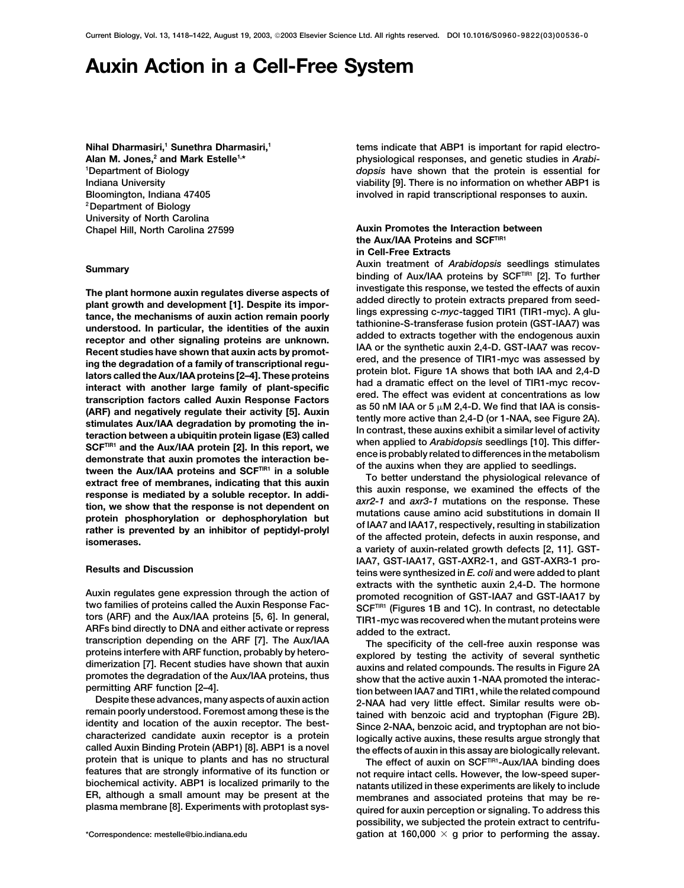# Auxin Action in a Cell-Free System

**Nihal Dharmasiri,[1] Sunethra Dharmasiri,[1] Alan M. Jones,[2] and Mark Estelle[1,*]**
[1]Department of Biology
Indiana University
Bloomington, Indiana 47405
[2]Department of Biology
University of North Carolina
Chapel Hill, North Carolina 27599

## Summary

**The plant hormone auxin regulates diverse aspects of plant growth and development [1]. Despite its importance, the mechanisms of auxin action remain poorly understood. In particular, the identities of the auxin receptor and other signaling proteins are unknown. Recent studies have shown that auxin acts by promoting the degradation of a family of transcriptional regulators called the Aux/IAA proteins [2–4]. These proteins interact with another large family of plant-specific transcription factors called Auxin Response Factors (ARF) and negatively regulate their activity [5]. Auxin stimulates Aux/IAA degradation by promoting the interaction between a ubiquitin protein ligase (E3) called SCF$^{TIR1}$ and the Aux/IAA protein [2]. In this report, we demonstrate that auxin promotes the interaction between the Aux/IAA proteins and SCF$^{TIR1}$ in a soluble extract free of membranes, indicating that this auxin response is mediated by a soluble receptor. In addition, we show that the response is not dependent on protein phosphorylation or dephosphorylation but rather is prevented by an inhibitor of peptidyl-prolyl isomerases.**

## Results and Discussion

Auxin regulates gene expression through the action of two families of proteins called the Auxin Response Factors (ARF) and the Aux/IAA proteins [5, 6]. In general, ARFs bind directly to DNA and either activate or repress transcription depending on the ARF [7]. The Aux/IAA proteins interfere with ARF function, probably by heterodimerization [7]. Recent studies have shown that auxin promotes the degradation of the Aux/IAA proteins, thus permitting ARF function [2–4].

Despite these advances, many aspects of auxin action remain poorly understood. Foremost among these is the identity and location of the auxin receptor. The best-characterized candidate auxin receptor is a protein called Auxin Binding Protein (ABP1) [8]. ABP1 is a novel protein that is unique to plants and has no structural features that are strongly informative of its function or biochemical activity. ABP1 is localized primarily to the ER, although a small amount may be present at the plasma membrane [8]. Experiments with protoplast systems indicate that ABP1 is important for rapid electrophysiological responses, and genetic studies in *Arabidopsis* have shown that the protein is essential for viability [9]. There is no information on whether ABP1 is involved in rapid transcriptional responses to auxin.

### Auxin Promotes the Interaction between the Aux/IAA Proteins and SCF$^{TIR1}$ in Cell-Free Extracts

Auxin treatment of *Arabidopsis* seedlings stimulates binding of Aux/IAA proteins by SCF$^{TIR1}$ [2]. To further investigate this response, we tested the effects of auxin added directly to protein extracts prepared from seedlings expressing c-*myc*-tagged TIR1 (TIR1-myc). A glutathionine-S-transferase fusion protein (GST-IAA7) was added to extracts together with the endogenous auxin IAA or the synthetic auxin 2,4-D. GST-IAA7 was recovered, and the presence of TIR1-myc was assessed by protein blot. Figure 1A shows that both IAA and 2,4-D had a dramatic effect on the level of TIR1-myc recovered. The effect was evident at concentrations as low as 50 nM IAA or 5 μM 2,4-D. We find that IAA is consistently more active than 2,4-D (or 1-NAA, see Figure 2A). In contrast, these auxins exhibit a similar level of activity when applied to *Arabidopsis* seedlings [10]. This difference is probably related to differences in the metabolism of the auxins when they are applied to seedlings.

To better understand the physiological relevance of this auxin response, we examined the effects of the *axr2-1* and *axr3-1* mutations on the response. These mutations cause amino acid substitutions in domain II of IAA7 and IAA17, respectively, resulting in stabilization of the affected protein, defects in auxin response, and a variety of auxin-related growth defects [2, 11]. GST-IAA7, GST-IAA17, GST-AXR2-1, and GST-AXR3-1 proteins were synthesized in *E. coli* and were added to plant extracts with the synthetic auxin 2,4-D. The hormone promoted recognition of GST-IAA7 and GST-IAA17 by SCF$^{TIR1}$ (Figures 1B and 1C). In contrast, no detectable TIR1-myc was recovered when the mutant proteins were added to the extract.

The specificity of the cell-free auxin response was explored by testing the activity of several synthetic auxins and related compounds. The results in Figure 2A show that the active auxin 1-NAA promoted the interaction between IAA7 and TIR1, while the related compound 2-NAA had very little effect. Similar results were obtained with benzoic acid and tryptophan (Figure 2B). Since 2-NAA, benzoic acid, and tryptophan are not biologically active auxins, these results argue strongly that the effects of auxin in this assay are biologically relevant.

The effect of auxin on SCF$^{TIR1}$-Aux/IAA binding does not require intact cells. However, the low-speed supernatants utilized in these experiments are likely to include membranes and associated proteins that may be required for auxin perception or signaling. To address this possibility, we subjected the protein extract to centrifugation at 160,000 × g prior to performing the assay.

*Correspondence: mestelle@bio.indiana.edu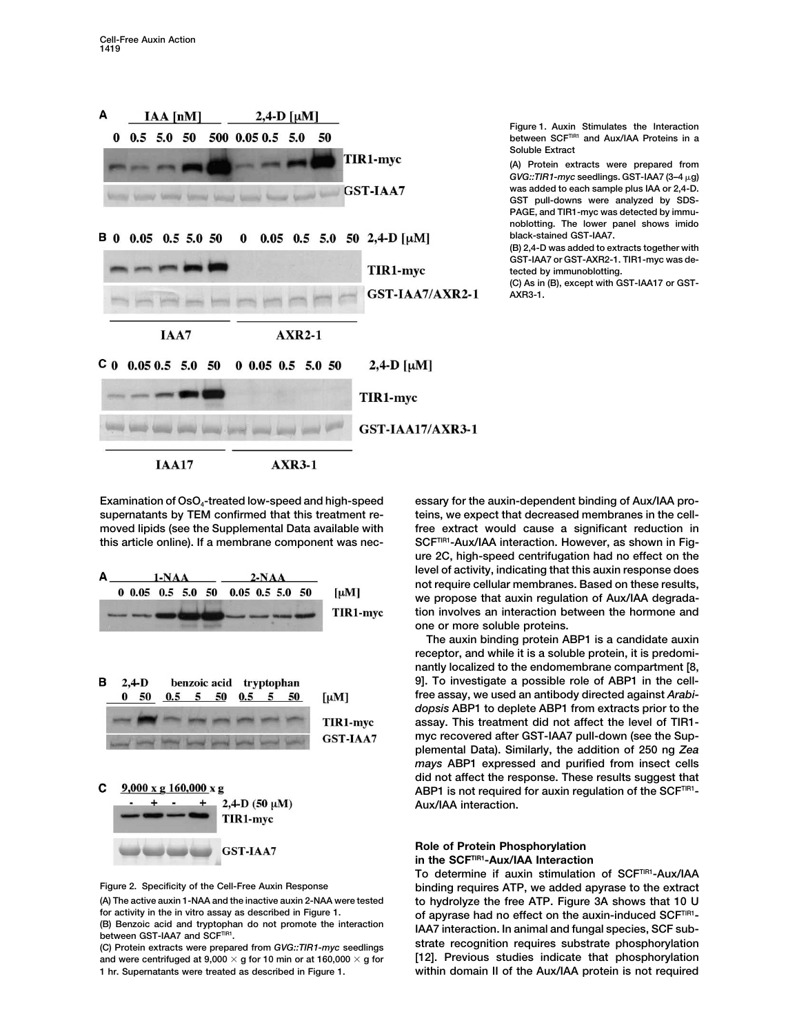Figure 1. Auxin Stimulates the Interaction between $SCF^{TIR1}$ and Aux/IAA Proteins in a Soluble Extract

(A) Protein extracts were prepared from *GVG::TIR1-myc* seedlings. GST-IAA7 (3–4 μg) was added to each sample plus IAA or 2,4-D. GST pull-downs were analyzed by SDS-PAGE, and TIR1-myc was detected by immunoblotting. The lower panel shows imido black-stained GST-IAA7.

(B) 2,4-D was added to extracts together with GST-IAA7 or GST-AXR2-1. TIR1-myc was detected by immunoblotting.

(C) As in (B), except with GST-IAA17 or GST-AXR3-1.

Figure 2. Specificity of the Cell-Free Auxin Response

(A) The active auxin 1-NAA and the inactive auxin 2-NAA were tested for activity in the in vitro assay as described in Figure 1.

(B) Benzoic acid and tryptophan do not promote the interaction between GST-IAA7 and $SCF^{TIR1}$.

(C) Protein extracts were prepared from *GVG::TIR1-myc* seedlings and were centrifuged at 9,000 × g for 10 min or at 160,000 × g for 1 hr. Supernatants were treated as described in Figure 1.

Examination of $OsO_4$-treated low-speed and high-speed supernatants by TEM confirmed that this treatment removed lipids (see the Supplemental Data available with this article online). If a membrane component was necessary for the auxin-dependent binding of Aux/IAA proteins, we expect that decreased membranes in the cell-free extract would cause a significant reduction in $SCF^{TIR1}$-Aux/IAA interaction. However, as shown in Figure 2C, high-speed centrifugation had no effect on the level of activity, indicating that this auxin response does not require cellular membranes. Based on these results, we propose that auxin regulation of Aux/IAA degradation involves an interaction between the hormone and one or more soluble proteins.

The auxin binding protein ABP1 is a candidate auxin receptor, and while it is a soluble protein, it is predominantly localized to the endomembrane compartment [8, 9]. To investigate a possible role of ABP1 in the cell-free assay, we used an antibody directed against *Arabidopsis* ABP1 to deplete ABP1 from extracts prior to the assay. This treatment did not affect the level of TIR1-myc recovered after GST-IAA7 pull-down (see the Supplemental Data). Similarly, the addition of 250 ng *Zea mays* ABP1 expressed and purified from insect cells did not affect the response. These results suggest that ABP1 is not required for auxin regulation of the $SCF^{TIR1}$-Aux/IAA interaction.

## Role of Protein Phosphorylation in the $SCF^{TIR1}$-Aux/IAA Interaction

To determine if auxin stimulation of $SCF^{TIR1}$-Aux/IAA binding requires ATP, we added apyrase to the extract to hydrolyze the free ATP. Figure 3A shows that 10 U of apyrase had no effect on the auxin-induced $SCF^{TIR1}$-IAA7 interaction. In animal and fungal species, SCF substrate recognition requires substrate phosphorylation [12]. Previous studies indicate that phosphorylation within domain II of the Aux/IAA protein is not required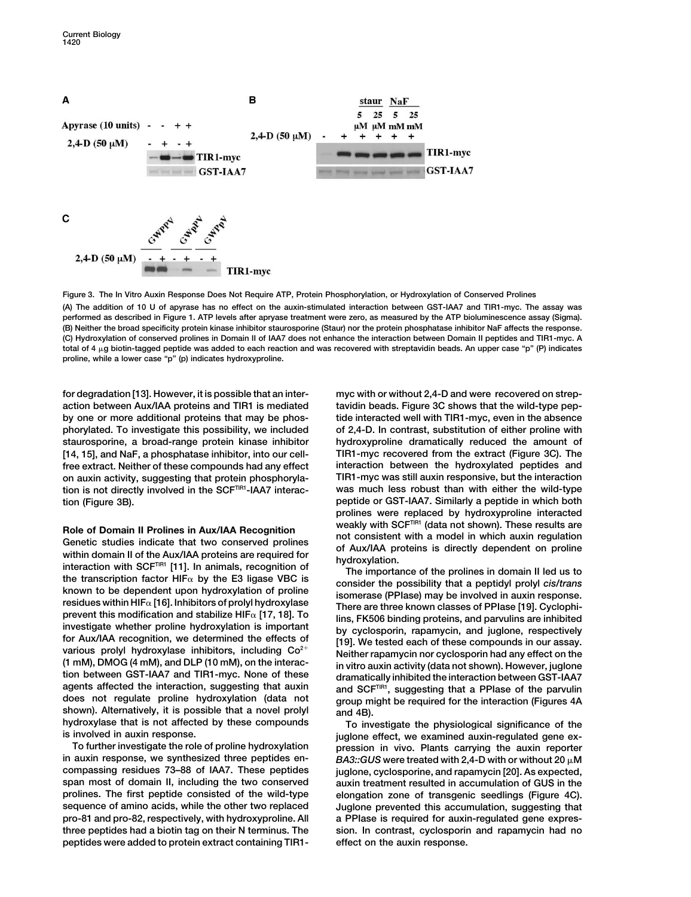Figure 3. The In Vitro Auxin Response Does Not Require ATP, Protein Phosphorylation, or Hydroxylation of Conserved Prolines

(A) The addition of 10 U of apyrase has no effect on the auxin-stimulated interaction between GST-IAA7 and TIR1-myc. The assay was performed as described in Figure 1. ATP levels after apyrase treatment were zero, as measured by the ATP bioluminescence assay (Sigma).
(B) Neither the broad specificity protein kinase inhibitor staurosporine (Staur) nor the protein phosphatase inhibitor NaF affects the response.
(C) Hydroxylation of conserved prolines in Domain II of IAA7 does not enhance the interaction between Domain II peptides and TIR1-myc. A total of 4 μg biotin-tagged peptide was added to each reaction and was recovered with streptavidin beads. An upper case "P" (P) indicates proline, while a lower case "p" (p) indicates hydroxyproline.

for degradation [13]. However, it is possible that an interaction between Aux/IAA proteins and TIR1 is mediated by one or more additional proteins that may be phosphorylated. To investigate this possibility, we included staurosporine, a broad-range protein kinase inhibitor [14, 15], and NaF, a phosphatase inhibitor, into our cell-free extract. Neither of these compounds had any effect on auxin activity, suggesting that protein phosphorylation is not directly involved in the SCF$^{TIR1}$-IAA7 interaction (Figure 3B).

## Role of Domain II Prolines in Aux/IAA Recognition

Genetic studies indicate that two conserved prolines within domain II of the Aux/IAA proteins are required for interaction with SCF$^{TIR1}$ [11]. In animals, recognition of the transcription factor HIF$\alpha$ by the E3 ligase VBC is known to be dependent upon hydroxylation of proline residues within HIF$\alpha$ [16]. Inhibitors of prolyl hydroxylase prevent this modification and stabilize HIF$\alpha$ [17, 18]. To investigate whether proline hydroxylation is important for Aux/IAA recognition, we determined the effects of various prolyl hydroxylase inhibitors, including $Co^{2+}$ (1 mM), DMOG (4 mM), and DLP (10 mM), on the interaction between GST-IAA7 and TIR1-myc. None of these agents affected the interaction, suggesting that auxin does not regulate proline hydroxylation (data not shown). Alternatively, it is possible that a novel prolyl hydroxylase that is not affected by these compounds is involved in auxin response.

To further investigate the role of proline hydroxylation in auxin response, we synthesized three peptides encompassing residues 73–88 of IAA7. These peptides span most of domain II, including the two conserved prolines. The first peptide consisted of the wild-type sequence of amino acids, while the other two replaced pro-81 and pro-82, respectively, with hydroxyproline. All three peptides had a biotin tag on their N terminus. The peptides were added to protein extract containing TIR1-myc with or without 2,4-D and were recovered on streptavidin beads. Figure 3C shows that the wild-type peptide interacted well with TIR1-myc, even in the absence of 2,4-D. In contrast, substitution of either proline with hydroxyproline dramatically reduced the amount of TIR1-myc recovered from the extract (Figure 3C). The interaction between the hydroxylated peptides and TIR1-myc was still auxin responsive, but the interaction was much less robust than with either the wild-type peptide or GST-IAA7. Similarly a peptide in which both prolines were replaced by hydroxyproline interacted weakly with SCF$^{TIR1}$ (data not shown). These results are not consistent with a model in which auxin regulation of Aux/IAA proteins is directly dependent on proline hydroxylation.

The importance of the prolines in domain II led us to consider the possibility that a peptidyl prolyl *cis/trans* isomerase (PPIase) may be involved in auxin response. There are three known classes of PPIase [19]. Cyclophilins, FK506 binding proteins, and parvulins are inhibited by cyclosporin, rapamycin, and juglone, respectively [19]. We tested each of these compounds in our assay. Neither rapamycin nor cyclosporin had any effect on the in vitro auxin activity (data not shown). However, juglone dramatically inhibited the interaction between GST-IAA7 and SCF$^{TIR1}$, suggesting that a PPIase of the parvulin group might be required for the interaction (Figures 4A and 4B).

To investigate the physiological significance of the juglone effect, we examined auxin-regulated gene expression in vivo. Plants carrying the auxin reporter *BA3::GUS* were treated with 2,4-D with or without 20 μM juglone, cyclosporine, and rapamycin [20]. As expected, auxin treatment resulted in accumulation of GUS in the elongation zone of transgenic seedlings (Figure 4C). Juglone prevented this accumulation, suggesting that a PPIase is required for auxin-regulated gene expression. In contrast, cyclosporin and rapamycin had no effect on the auxin response.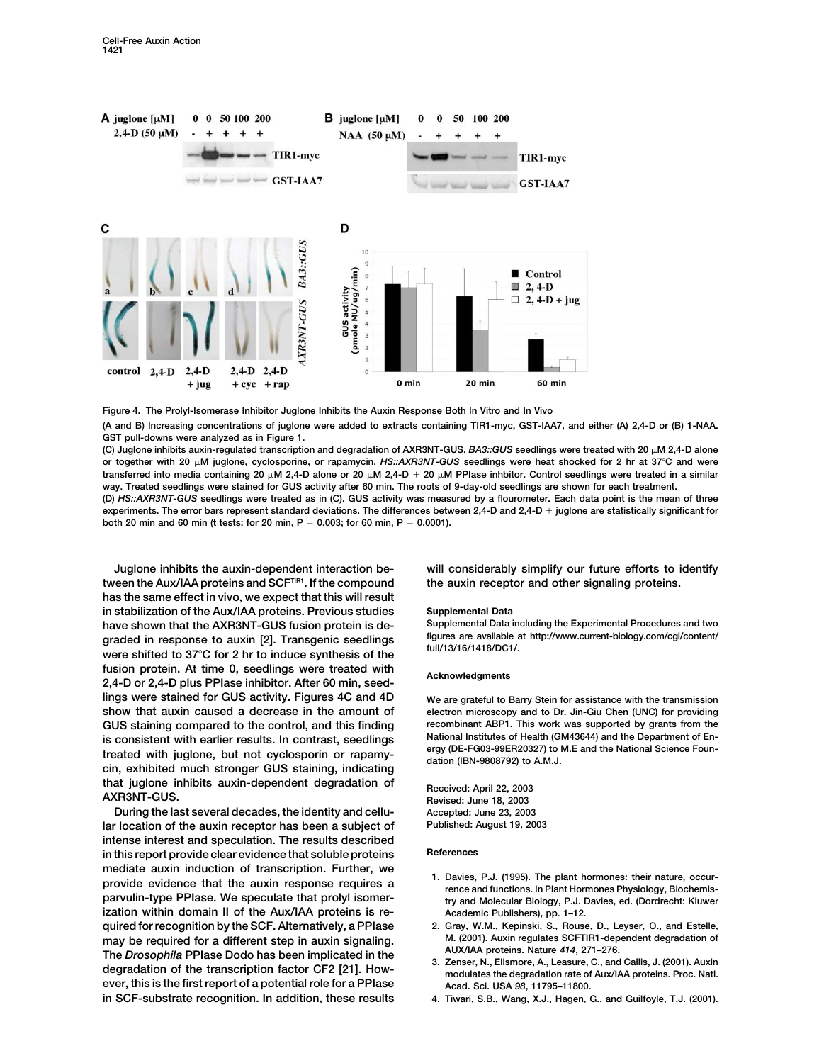Figure 4. The Prolyl-Isomerase Inhibitor Juglone Inhibits the Auxin Response Both In Vitro and In Vivo

(A and B) Increasing concentrations of juglone were added to extracts containing TIR1-myc, GST-IAA7, and either (A) 2,4-D or (B) 1-NAA. GST pull-downs were analyzed as in Figure 1.

(C) Juglone inhibits auxin-regulated transcription and degradation of AXR3NT-GUS. *BA3::GUS* seedlings were treated with 20 μM 2,4-D alone or together with 20 μM juglone, cyclosporine, or rapamycin. *HS::AXR3NT-GUS* seedlings were heat shocked for 2 hr at 37°C and were transferred into media containing 20 μM 2,4-D alone or 20 μM 2,4-D + 20 μM PPIase inhbitor. Control seedlings were treated in a similar way. Treated seedlings were stained for GUS activity after 60 min. The roots of 9-day-old seedlings are shown for each treatment.

(D) *HS::AXR3NT-GUS* seedlings were treated as in (C). GUS activity was measured by a flourometer. Each data point is the mean of three experiments. The error bars represent standard deviations. The differences between 2,4-D and 2,4-D + juglone are statistically significant for both 20 min and 60 min (t tests: for 20 min, $P = 0.003$; for 60 min, $P = 0.0001$).

Juglone inhibits the auxin-dependent interaction between the Aux/IAA proteins and SCF[TIR1]. If the compound has the same effect in vivo, we expect that this will result in stabilization of the Aux/IAA proteins. Previous studies have shown that the AXR3NT-GUS fusion protein is degraded in response to auxin [2]. Transgenic seedlings were shifted to 37°C for 2 hr to induce synthesis of the fusion protein. At time 0, seedlings were treated with 2,4-D or 2,4-D plus PPIase inhibitor. After 60 min, seedlings were stained for GUS activity. Figures 4C and 4D show that auxin caused a decrease in the amount of GUS staining compared to the control, and this finding is consistent with earlier results. In contrast, seedlings treated with juglone, but not cyclosporin or rapamycin, exhibited much stronger GUS staining, indicating that juglone inhibits auxin-dependent degradation of AXR3NT-GUS.

During the last several decades, the identity and cellular location of the auxin receptor has been a subject of intense interest and speculation. The results described in this report provide clear evidence that soluble proteins mediate auxin induction of transcription. Further, we provide evidence that the auxin response requires a parvulin-type PPIase. We speculate that prolyl isomerization within domain II of the Aux/IAA proteins is required for recognition by the SCF. Alternatively, a PPIase may be required for a different step in auxin signaling. The *Drosophila* PPIase Dodo has been implicated in the degradation of the transcription factor CF2 [21]. However, this is the first report of a potential role for a PPIase in SCF-substrate recognition. In addition, these results will considerably simplify our future efforts to identify the auxin receptor and other signaling proteins.

## Supplemental Data

Supplemental Data including the Experimental Procedures and two figures are available at http://www.current-biology.com/cgi/content/full/13/16/1418/DC1/.

## Acknowledgments

We are grateful to Barry Stein for assistance with the transmission electron microscopy and to Dr. Jin-Giu Chen (UNC) for providing recombinant ABP1. This work was supported by grants from the National Institutes of Health (GM43644) and the Department of Energy (DE-FG03-99ER20327) to M.E and the National Science Foundation (IBN-9808792) to A.M.J.

Received: April 22, 2003
Revised: June 18, 2003
Accepted: June 23, 2003
Published: August 19, 2003

## References

1. Davies, P.J. (1995). The plant hormones: their nature, occurrence and functions. In Plant Hormones Physiology, Biochemistry and Molecular Biology, P.J. Davies, ed. (Dordrecht: Kluwer Academic Publishers), pp. 1–12.
2. Gray, W.M., Kepinski, S., Rouse, D., Leyser, O., and Estelle, M. (2001). Auxin regulates SCFTIR1-dependent degradation of AUX/IAA proteins. Nature *414*, 271–276.
3. Zenser, N., Ellsmore, A., Leasure, C., and Callis, J. (2001). Auxin modulates the degradation rate of Aux/IAA proteins. Proc. Natl. Acad. Sci. USA *98*, 11795–11800.
4. Tiwari, S.B., Wang, X.J., Hagen, G., and Guilfoyle, T.J. (2001).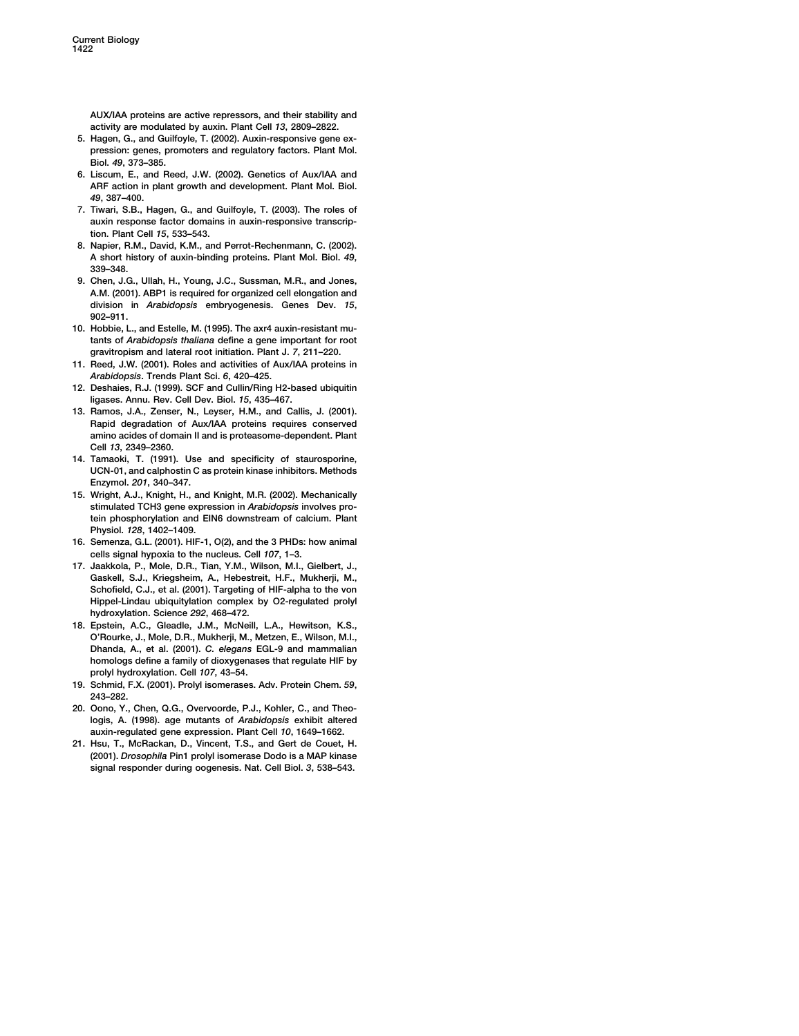AUX/IAA proteins are active repressors, and their stability and activity are modulated by auxin. Plant Cell *13*, 2809–2822.

5. Hagen, G., and Guilfoyle, T. (2002). Auxin-responsive gene expression: genes, promoters and regulatory factors. Plant Mol. Biol. *49*, 373–385.
6. Liscum, E., and Reed, J.W. (2002). Genetics of Aux/IAA and ARF action in plant growth and development. Plant Mol. Biol. *49*, 387–400.
7. Tiwari, S.B., Hagen, G., and Guilfoyle, T. (2003). The roles of auxin response factor domains in auxin-responsive transcription. Plant Cell *15*, 533–543.
8. Napier, R.M., David, K.M., and Perrot-Rechenmann, C. (2002). A short history of auxin-binding proteins. Plant Mol. Biol. *49*, 339–348.
9. Chen, J.G., Ullah, H., Young, J.C., Sussman, M.R., and Jones, A.M. (2001). ABP1 is required for organized cell elongation and division in *Arabidopsis* embryogenesis. Genes Dev. *15*, 902–911.
10. Hobbie, L., and Estelle, M. (1995). The axr4 auxin-resistant mutants of *Arabidopsis thaliana* define a gene important for root gravitropism and lateral root initiation. Plant J. *7*, 211–220.
11. Reed, J.W. (2001). Roles and activities of Aux/IAA proteins in *Arabidopsis*. Trends Plant Sci. *6*, 420–425.
12. Deshaies, R.J. (1999). SCF and Cullin/Ring H2-based ubiquitin ligases. Annu. Rev. Cell Dev. Biol. *15*, 435–467.
13. Ramos, J.A., Zenser, N., Leyser, H.M., and Callis, J. (2001). Rapid degradation of Aux/IAA proteins requires conserved amino acides of domain II and is proteasome-dependent. Plant Cell *13*, 2349–2360.
14. Tamaoki, T. (1991). Use and specificity of staurosporine, UCN-01, and calphostin C as protein kinase inhibitors. Methods Enzymol. *201*, 340–347.
15. Wright, A.J., Knight, H., and Knight, M.R. (2002). Mechanically stimulated TCH3 gene expression in *Arabidopsis* involves protein phosphorylation and EIN6 downstream of calcium. Plant Physiol. *128*, 1402–1409.
16. Semenza, G.L. (2001). HIF-1, O(2), and the 3 PHDs: how animal cells signal hypoxia to the nucleus. Cell *107*, 1–3.
17. Jaakkola, P., Mole, D.R., Tian, Y.M., Wilson, M.I., Gielbert, J., Gaskell, S.J., Kriegsheim, A., Hebestreit, H.F., Mukherji, M., Schofield, C.J., et al. (2001). Targeting of HIF-alpha to the von Hippel-Lindau ubiquitylation complex by O2-regulated prolyl hydroxylation. Science *292*, 468–472.
18. Epstein, A.C., Gleadle, J.M., McNeill, L.A., Hewitson, K.S., O'Rourke, J., Mole, D.R., Mukherji, M., Metzen, E., Wilson, M.I., Dhanda, A., et al. (2001). *C. elegans* EGL-9 and mammalian homologs define a family of dioxygenases that regulate HIF by prolyl hydroxylation. Cell *107*, 43–54.
19. Schmid, F.X. (2001). Prolyl isomerases. Adv. Protein Chem. *59*, 243–282.
20. Oono, Y., Chen, Q.G., Overvoorde, P.J., Kohler, C., and Theologis, A. (1998). age mutants of *Arabidopsis* exhibit altered auxin-regulated gene expression. Plant Cell *10*, 1649–1662.
21. Hsu, T., McRackan, D., Vincent, T.S., and Gert de Couet, H. (2001). *Drosophila* Pin1 prolyl isomerase Dodo is a MAP kinase signal responder during oogenesis. Nat. Cell Biol. *3*, 538–543.